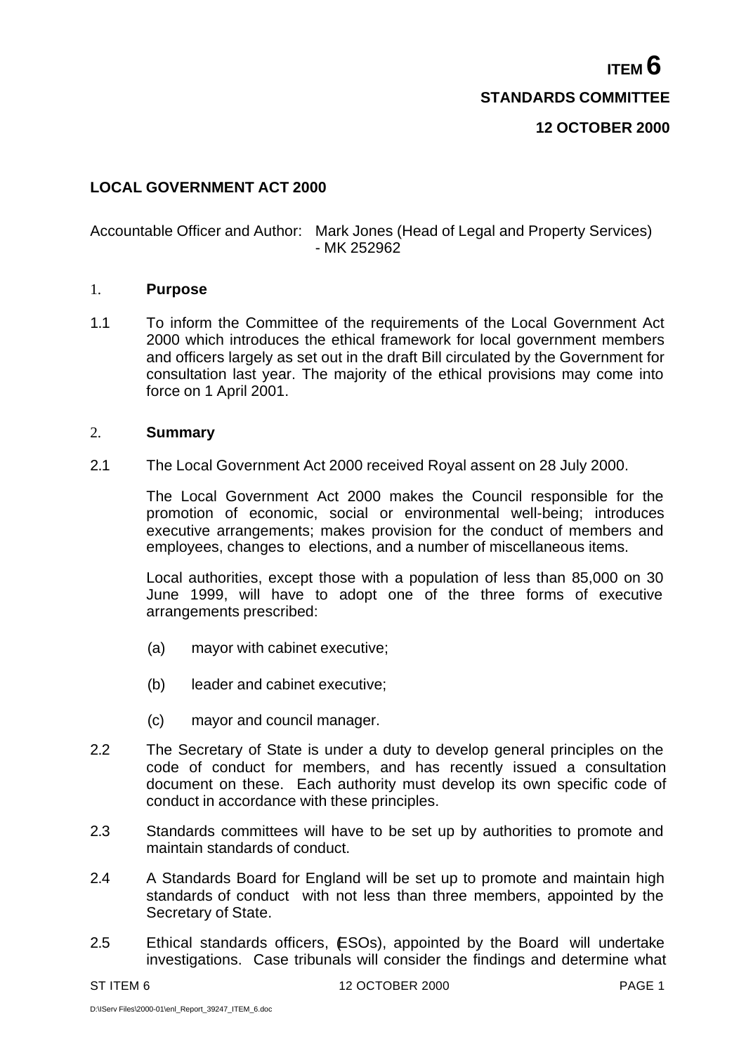**ITEM 6**

**STANDARDS COMMITTEE**

**12 OCTOBER 2000**

## LOCAL GOVERNMENT ACT 2000

Accountable Officer and Author: Mark Jones (Head of Legal and Property Services) - MK 252962

### 1. Purpose

1.1 To inform the Committee of the requirements of the Local Government Act 2000 which introduces the ethical framework for local government members and officers largely as set out in the draft Bill circulated by the Government for consultation last year. The majority of the ethical provisions may come into force on 1 April 2001.

### 2. Summary

2.1 The Local Government Act 2000 received Royal assent on 28 July 2000.

The Local Government Act 2000 makes the Council responsible for the promotion of economic, social or environmental well-being; introduces executive arrangements; makes provision for the conduct of members and employees, changes to elections, and a number of miscellaneous items.

Local authorities, except those with a population of less than 85,000 on 30 June 1999, will have to adopt one of the three forms of executive arrangements prescribed:

(a) mayor with cabinet executive;

(b) leader and cabinet executive;

(c) mayor and council manager.

2.2 The Secretary of State is under a duty to develop general principles on the code of conduct for members, and has recently issued a consultation document on these. Each authority must develop its own specific code of conduct in accordance with these principles.

2.3 Standards committees will have to be set up by authorities to promote and maintain standards of conduct.

2.4 A Standards Board for England will be set up to promote and maintain high standards of conduct with not less than three members, appointed by the Secretary of State.

2.5 Ethical standards officers, (ESOs), appointed by the Board will undertake investigations. Case tribunals will consider the findings and determine what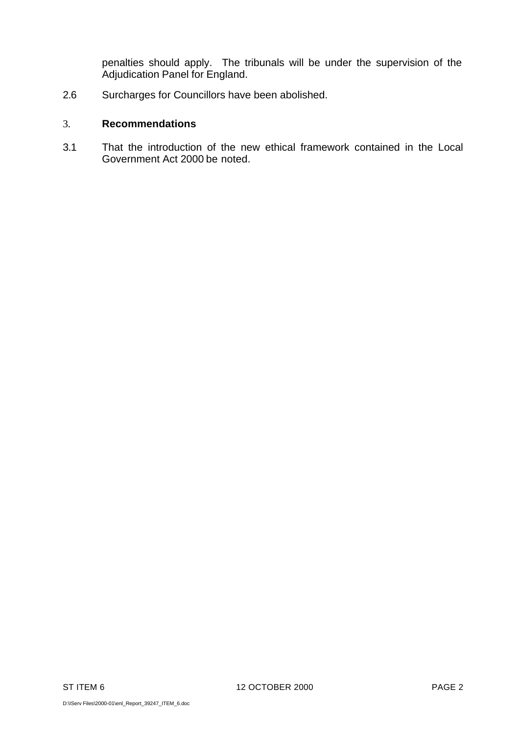penalties should apply. The tribunals will be under the supervision of the Adjudication Panel for England.

2.6 Surcharges for Councillors have been abolished.

## 3. Recommendations

3.1 That the introduction of the new ethical framework contained in the Local Government Act 2000 be noted.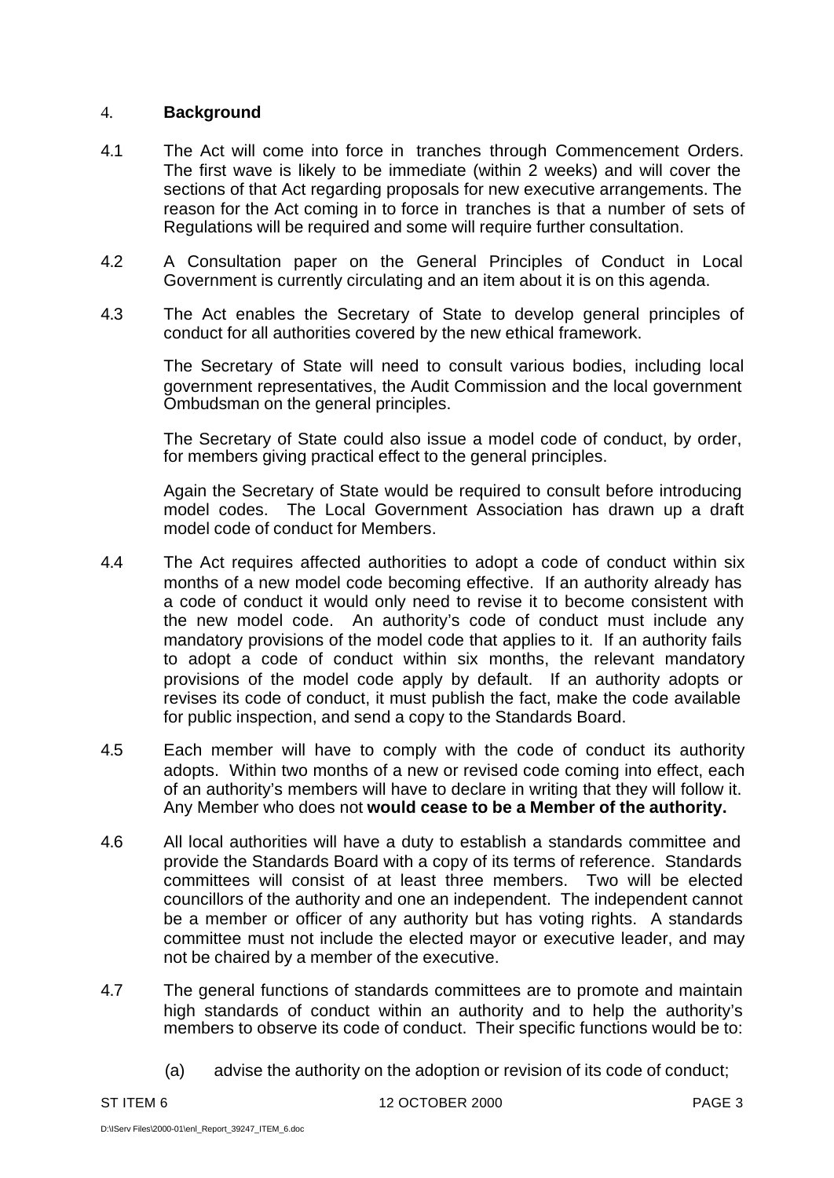## 4. Background

4.1 The Act will come into force in tranches through Commencement Orders. The first wave is likely to be immediate (within 2 weeks) and will cover the sections of that Act regarding proposals for new executive arrangements. The reason for the Act coming in to force in tranches is that a number of sets of Regulations will be required and some will require further consultation.

4.2 A Consultation paper on the General Principles of Conduct in Local Government is currently circulating and an item about it is on this agenda.

4.3 The Act enables the Secretary of State to develop general principles of conduct for all authorities covered by the new ethical framework.

The Secretary of State will need to consult various bodies, including local government representatives, the Audit Commission and the local government Ombudsman on the general principles.

The Secretary of State could also issue a model code of conduct, by order, for members giving practical effect to the general principles.

Again the Secretary of State would be required to consult before introducing model codes. The Local Government Association has drawn up a draft model code of conduct for Members.

4.4 The Act requires affected authorities to adopt a code of conduct within six months of a new model code becoming effective. If an authority already has a code of conduct it would only need to revise it to become consistent with the new model code. An authority's code of conduct must include any mandatory provisions of the model code that applies to it. If an authority fails to adopt a code of conduct within six months, the relevant mandatory provisions of the model code apply by default. If an authority adopts or revises its code of conduct, it must publish the fact, make the code available for public inspection, and send a copy to the Standards Board.

4.5 Each member will have to comply with the code of conduct its authority adopts. Within two months of a new or revised code coming into effect, each of an authority's members will have to declare in writing that they will follow it. Any Member who does not **would cease to be a Member of the authority.**

4.6 All local authorities will have a duty to establish a standards committee and provide the Standards Board with a copy of its terms of reference. Standards committees will consist of at least three members. Two will be elected councillors of the authority and one an independent. The independent cannot be a member or officer of any authority but has voting rights. A standards committee must not include the elected mayor or executive leader, and may not be chaired by a member of the executive.

4.7 The general functions of standards committees are to promote and maintain high standards of conduct within an authority and to help the authority's members to observe its code of conduct. Their specific functions would be to:

(a) advise the authority on the adoption or revision of its code of conduct;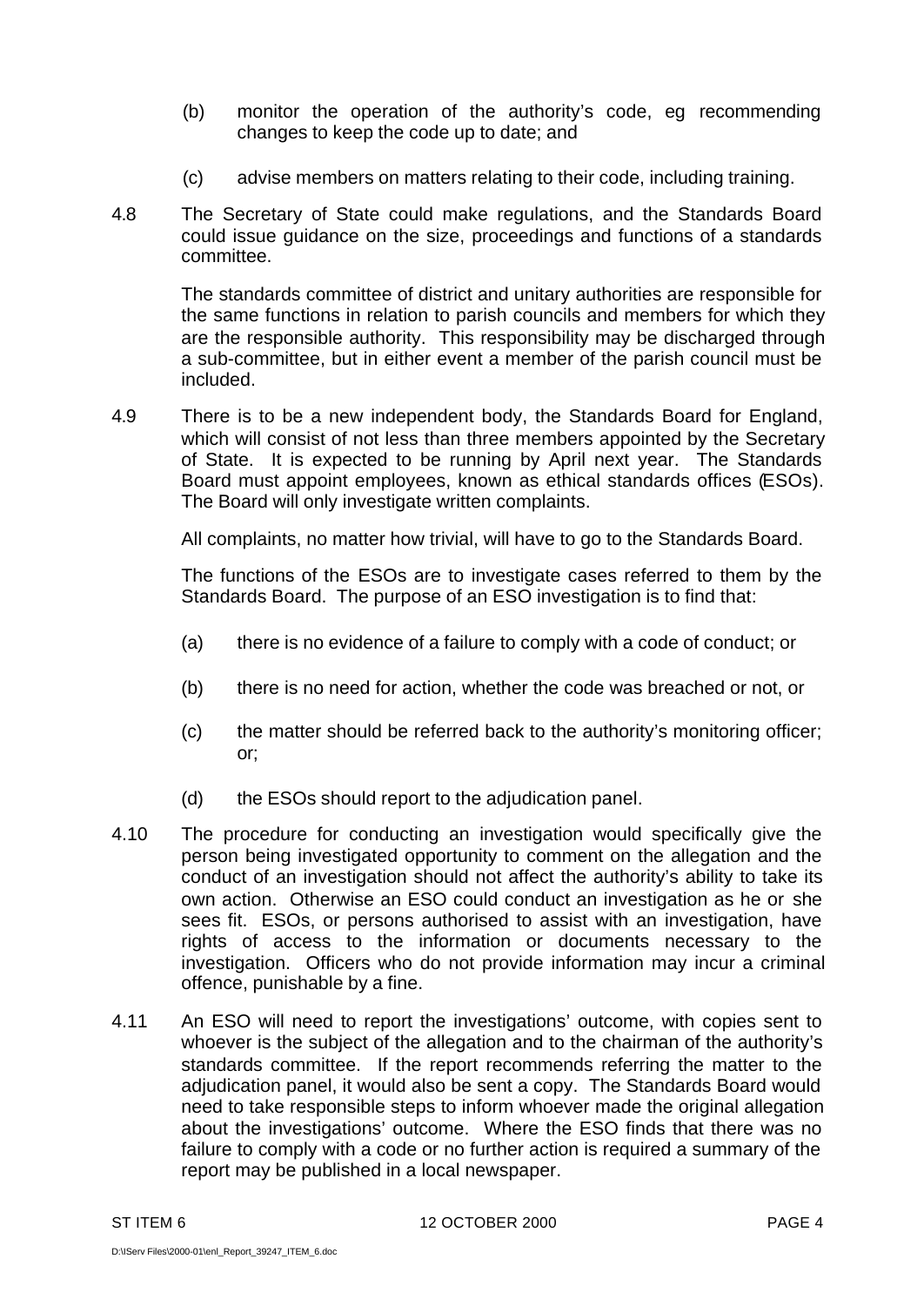(b) monitor the operation of the authority's code, eg recommending changes to keep the code up to date; and

(c) advise members on matters relating to their code, including training.

4.8 The Secretary of State could make regulations, and the Standards Board could issue guidance on the size, proceedings and functions of a standards committee.

The standards committee of district and unitary authorities are responsible for the same functions in relation to parish councils and members for which they are the responsible authority. This responsibility may be discharged through a sub-committee, but in either event a member of the parish council must be included.

4.9 There is to be a new independent body, the Standards Board for England, which will consist of not less than three members appointed by the Secretary of State. It is expected to be running by April next year. The Standards Board must appoint employees, known as ethical standards offices (ESOs). The Board will only investigate written complaints.

All complaints, no matter how trivial, will have to go to the Standards Board.

The functions of the ESOs are to investigate cases referred to them by the Standards Board. The purpose of an ESO investigation is to find that:

(a) there is no evidence of a failure to comply with a code of conduct; or

(b) there is no need for action, whether the code was breached or not, or

(c) the matter should be referred back to the authority's monitoring officer; or;

(d) the ESOs should report to the adjudication panel.

4.10 The procedure for conducting an investigation would specifically give the person being investigated opportunity to comment on the allegation and the conduct of an investigation should not affect the authority's ability to take its own action. Otherwise an ESO could conduct an investigation as he or she sees fit. ESOs, or persons authorised to assist with an investigation, have rights of access to the information or documents necessary to the investigation. Officers who do not provide information may incur a criminal offence, punishable by a fine.

4.11 An ESO will need to report the investigations' outcome, with copies sent to whoever is the subject of the allegation and to the chairman of the authority's standards committee. If the report recommends referring the matter to the adjudication panel, it would also be sent a copy. The Standards Board would need to take responsible steps to inform whoever made the original allegation about the investigations' outcome. Where the ESO finds that there was no failure to comply with a code or no further action is required a summary of the report may be published in a local newspaper.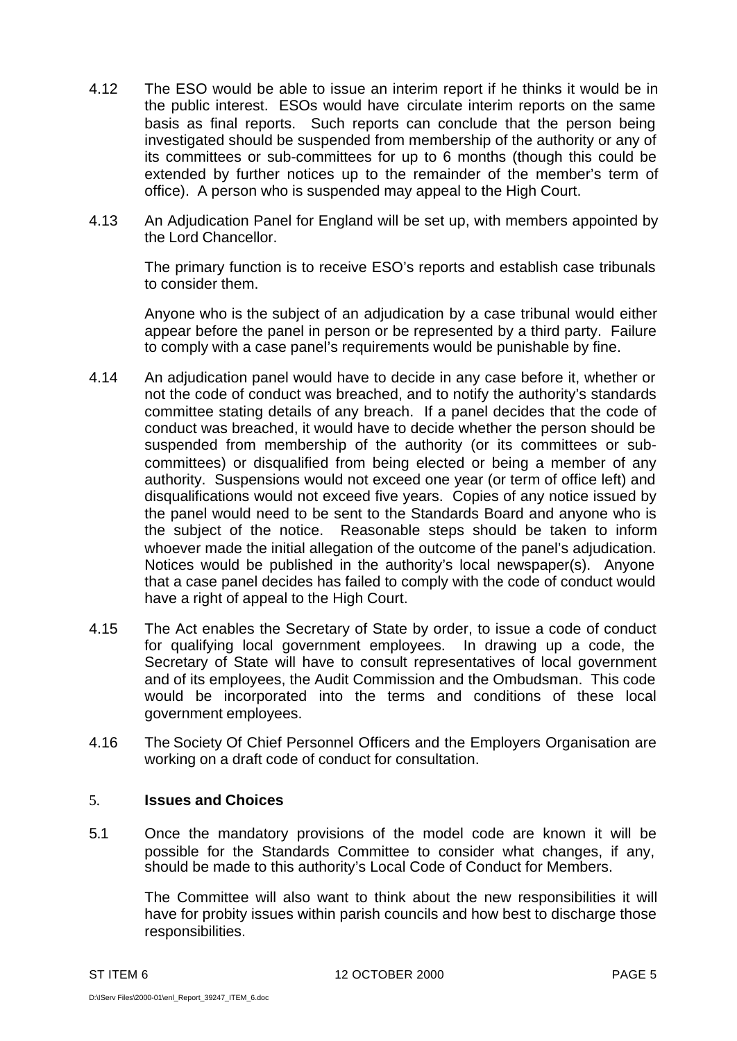4.12 The ESO would be able to issue an interim report if he thinks it would be in the public interest. ESOs would have circulate interim reports on the same basis as final reports. Such reports can conclude that the person being investigated should be suspended from membership of the authority or any of its committees or sub-committees for up to 6 months (though this could be extended by further notices up to the remainder of the member's term of office). A person who is suspended may appeal to the High Court.

4.13 An Adjudication Panel for England will be set up, with members appointed by the Lord Chancellor.

The primary function is to receive ESO's reports and establish case tribunals to consider them.

Anyone who is the subject of an adjudication by a case tribunal would either appear before the panel in person or be represented by a third party. Failure to comply with a case panel's requirements would be punishable by fine.

4.14 An adjudication panel would have to decide in any case before it, whether or not the code of conduct was breached, and to notify the authority's standards committee stating details of any breach. If a panel decides that the code of conduct was breached, it would have to decide whether the person should be suspended from membership of the authority (or its committees or sub-committees) or disqualified from being elected or being a member of any authority. Suspensions would not exceed one year (or term of office left) and disqualifications would not exceed five years. Copies of any notice issued by the panel would need to be sent to the Standards Board and anyone who is the subject of the notice. Reasonable steps should be taken to inform whoever made the initial allegation of the outcome of the panel's adjudication. Notices would be published in the authority's local newspaper(s). Anyone that a case panel decides has failed to comply with the code of conduct would have a right of appeal to the High Court.

4.15 The Act enables the Secretary of State by order, to issue a code of conduct for qualifying local government employees. In drawing up a code, the Secretary of State will have to consult representatives of local government and of its employees, the Audit Commission and the Ombudsman. This code would be incorporated into the terms and conditions of these local government employees.

4.16 The Society Of Chief Personnel Officers and the Employers Organisation are working on a draft code of conduct for consultation.

## 5. Issues and Choices

5.1 Once the mandatory provisions of the model code are known it will be possible for the Standards Committee to consider what changes, if any, should be made to this authority's Local Code of Conduct for Members.

The Committee will also want to think about the new responsibilities it will have for probity issues within parish councils and how best to discharge those responsibilities.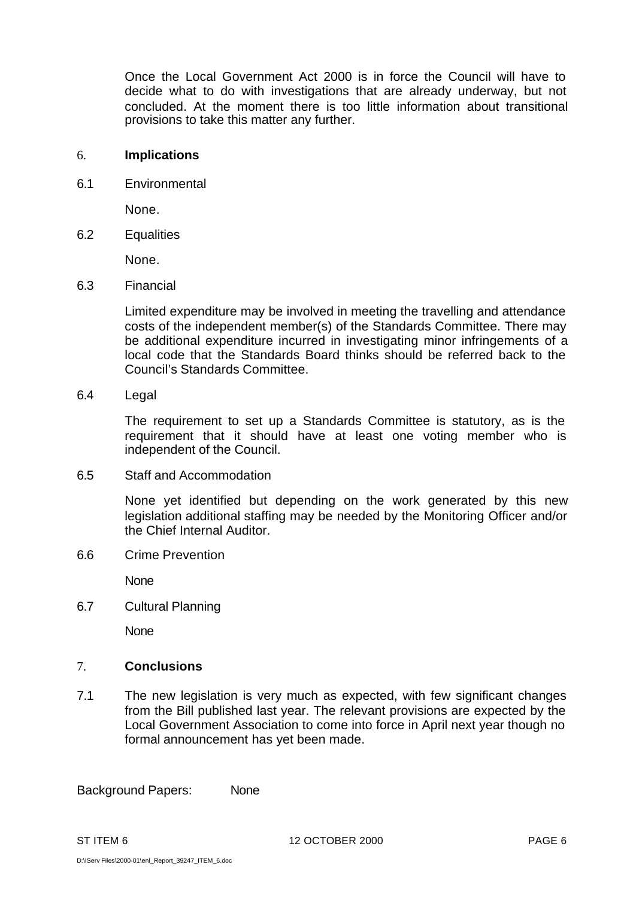Once the Local Government Act 2000 is in force the Council will have to decide what to do with investigations that are already underway, but not concluded. At the moment there is too little information about transitional provisions to take this matter any further.

## 6. Implications

6.1 Environmental

None.

6.2 Equalities

None.

6.3 Financial

Limited expenditure may be involved in meeting the travelling and attendance costs of the independent member(s) of the Standards Committee. There may be additional expenditure incurred in investigating minor infringements of a local code that the Standards Board thinks should be referred back to the Council's Standards Committee.

6.4 Legal

The requirement to set up a Standards Committee is statutory, as is the requirement that it should have at least one voting member who is independent of the Council.

6.5 Staff and Accommodation

None yet identified but depending on the work generated by this new legislation additional staffing may be needed by the Monitoring Officer and/or the Chief Internal Auditor.

6.6 Crime Prevention

None

6.7 Cultural Planning

None

## 7. Conclusions

7.1 The new legislation is very much as expected, with few significant changes from the Bill published last year. The relevant provisions are expected by the Local Government Association to come into force in April next year though no formal announcement has yet been made.

Background Papers: None